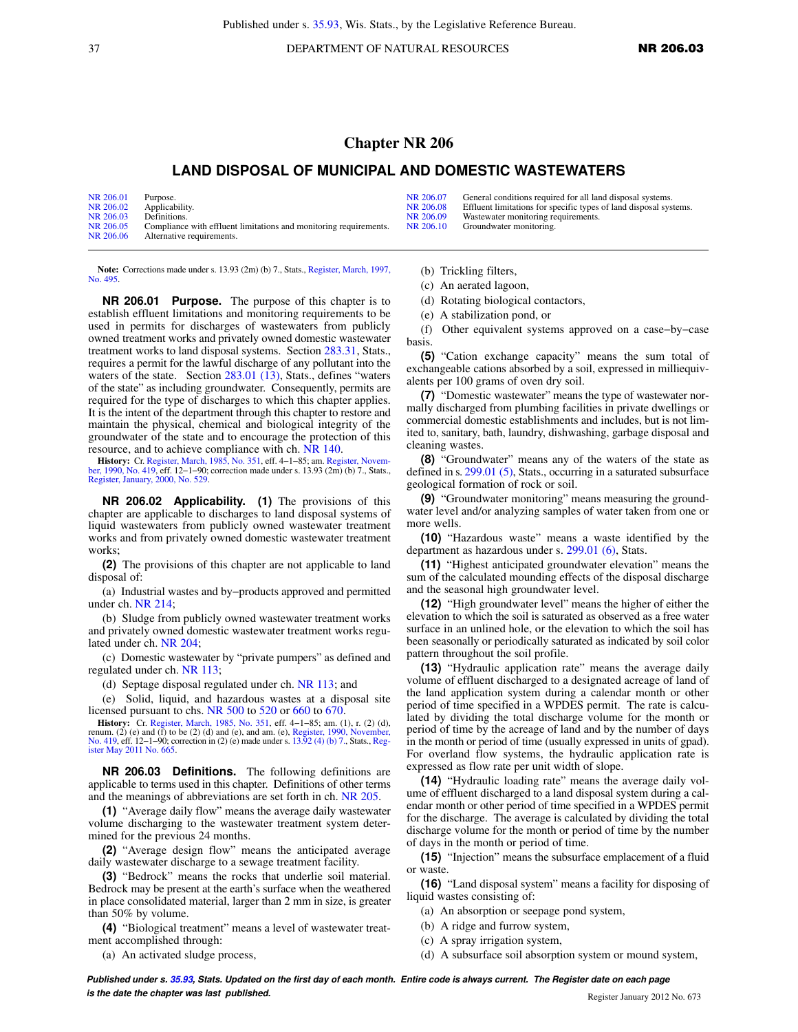# Chapter NR 206

## LAND DISPOSAL OF MUNICIPAL AND DOMESTIC WASTEWATERS

| | |
|---|---|
| NR 206.01 | Purpose. |
| NR 206.02 | Applicability. |
| NR 206.03 | Definitions. |
| NR 206.05 | Compliance with effluent limitations and monitoring requirements. |
| NR 206.06 | Alternative requirements. |
| NR 206.07 | General conditions required for all land disposal systems. |
| NR 206.08 | Effluent limitations for specific types of land disposal systems. |
| NR 206.09 | Wastewater monitoring requirements. |
| NR 206.10 | Groundwater monitoring. |

**Note:** Corrections made under s. 13.93 (2m) (b) 7., Stats., Register, March, 1997, No. 495.

**NR 206.01 Purpose.** The purpose of this chapter is to establish effluent limitations and monitoring requirements to be used in permits for discharges of wastewaters from publicly owned treatment works and privately owned domestic wastewater treatment works to land disposal systems. Section 283.31, Stats., requires a permit for the lawful discharge of any pollutant into the waters of the state. Section 283.01 (13), Stats., defines "waters of the state" as including groundwater. Consequently, permits are required for the type of discharges to which this chapter applies. It is the intent of the department through this chapter to restore and maintain the physical, chemical and biological integrity of the groundwater of the state and to encourage the protection of this resource, and to achieve compliance with ch. NR 140.

**History:** Cr. Register, March, 1985, No. 351, eff. 4–1–85; am. Register, November, 1990, No. 419, eff. 12–1–90; correction made under s. 13.93 (2m) (b) 7., Stats., Register, January, 2000, No. 529.

**NR 206.02 Applicability.** **(1)** The provisions of this chapter are applicable to discharges to land disposal systems of liquid wastewaters from publicly owned wastewater treatment works and from privately owned domestic wastewater treatment works;

**(2)** The provisions of this chapter are not applicable to land disposal of:

(a) Industrial wastes and by–products approved and permitted under ch. NR 214;

(b) Sludge from publicly owned wastewater treatment works and privately owned domestic wastewater treatment works regulated under ch. NR 204;

(c) Domestic wastewater by "private pumpers" as defined and regulated under ch. NR 113;

(d) Septage disposal regulated under ch. NR 113; and

(e) Solid, liquid, and hazardous wastes at a disposal site licensed pursuant to chs. NR 500 to 520 or 660 to 670.

**History:** Cr. Register, March, 1985, No. 351, eff. 4–1–85; am. (1), r. (2) (d), renum. (2) (e) and (f) to be (2) (d) and (e), and am. (e), Register, 1990, November, No. 419, eff. 12–1–90; correction in (2) (e) made under s. 13.92 (4) (b) 7., Stats., Register May 2011 No. 665.

**NR 206.03 Definitions.** The following definitions are applicable to terms used in this chapter. Definitions of other terms and the meanings of abbreviations are set forth in ch. NR 205.

**(1)** "Average daily flow" means the average daily wastewater volume discharging to the wastewater treatment system determined for the previous 24 months.

**(2)** "Average design flow" means the anticipated average daily wastewater discharge to a sewage treatment facility.

**(3)** "Bedrock" means the rocks that underlie soil material. Bedrock may be present at the earth's surface when the weathered in place consolidated material, larger than 2 mm in size, is greater than 50% by volume.

**(4)** "Biological treatment" means a level of wastewater treatment accomplished through:

(a) An activated sludge process,

(b) Trickling filters,

(c) An aerated lagoon,

(d) Rotating biological contactors,

(e) A stabilization pond, or

(f) Other equivalent systems approved on a case–by–case basis.

**(5)** "Cation exchange capacity" means the sum total of exchangeable cations absorbed by a soil, expressed in milliequivalents per 100 grams of oven dry soil.

**(7)** "Domestic wastewater" means the type of wastewater normally discharged from plumbing facilities in private dwellings or commercial domestic establishments and includes, but is not limited to, sanitary, bath, laundry, dishwashing, garbage disposal and cleaning wastes.

**(8)** "Groundwater" means any of the waters of the state as defined in s. 299.01 (5), Stats., occurring in a saturated subsurface geological formation of rock or soil.

**(9)** "Groundwater monitoring" means measuring the groundwater level and/or analyzing samples of water taken from one or more wells.

**(10)** "Hazardous waste" means a waste identified by the department as hazardous under s. 299.01 (6), Stats.

**(11)** "Highest anticipated groundwater elevation" means the sum of the calculated mounding effects of the disposal discharge and the seasonal high groundwater level.

**(12)** "High groundwater level" means the higher of either the elevation to which the soil is saturated as observed as a free water surface in an unlined hole, or the elevation to which the soil has been seasonally or periodically saturated as indicated by soil color pattern throughout the soil profile.

**(13)** "Hydraulic application rate" means the average daily volume of effluent discharged to a designated acreage of land of the land application system during a calendar month or other period of time specified in a WPDES permit. The rate is calculated by dividing the total discharge volume for the month or period of time by the acreage of land and by the number of days in the month or period of time (usually expressed in units of gpad). For overland flow systems, the hydraulic application rate is expressed as flow rate per unit width of slope.

**(14)** "Hydraulic loading rate" means the average daily volume of effluent discharged to a land disposal system during a calendar month or other period of time specified in a WPDES permit for the discharge. The average is calculated by dividing the total discharge volume for the month or period of time by the number of days in the month or period of time.

**(15)** "Injection" means the subsurface emplacement of a fluid or waste.

**(16)** "Land disposal system" means a facility for disposing of liquid wastes consisting of:

(a) An absorption or seepage pond system,

(b) A ridge and furrow system,

(c) A spray irrigation system,

(d) A subsurface soil absorption system or mound system,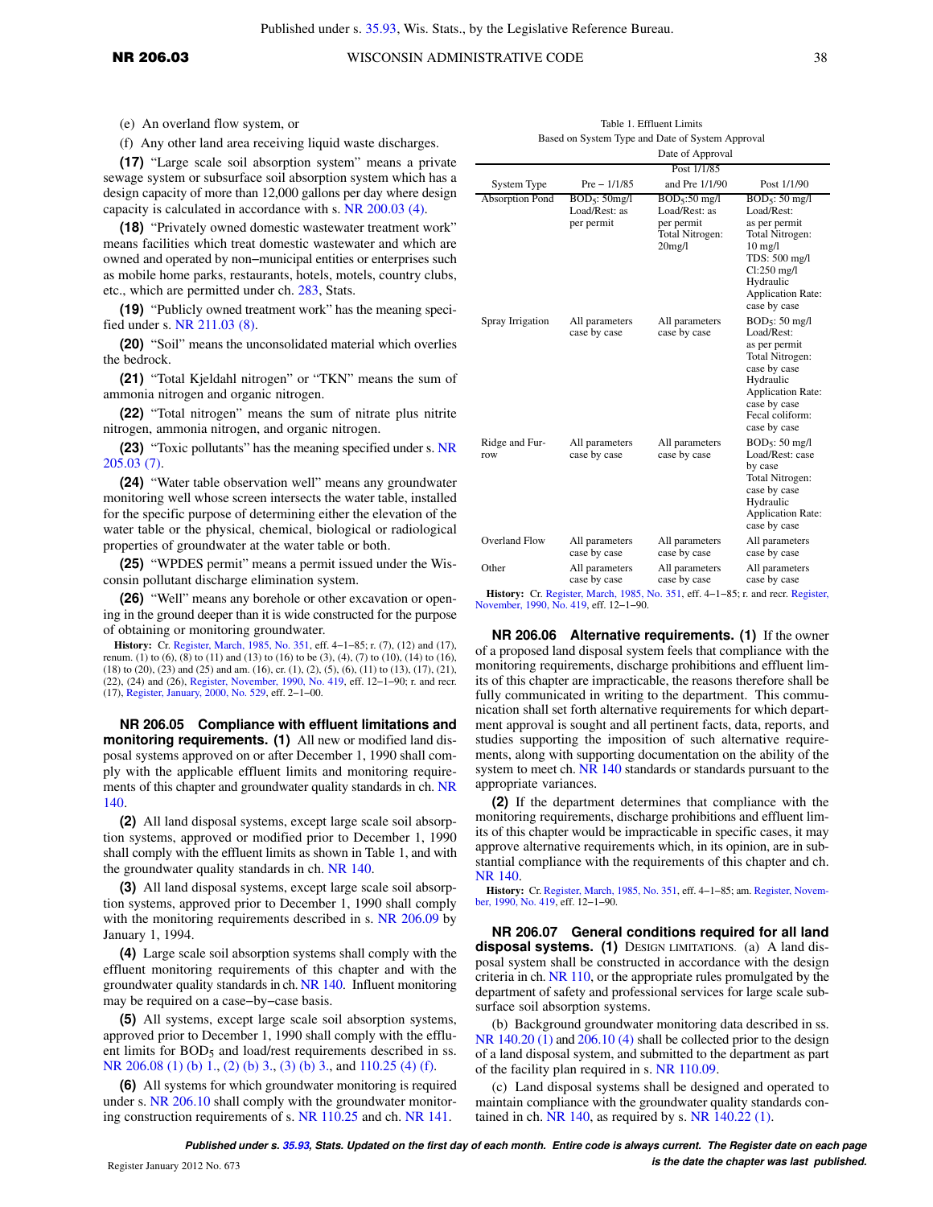(e) An overland flow system, or

(f) Any other land area receiving liquid waste discharges.

**(17)** "Large scale soil absorption system" means a private sewage system or subsurface soil absorption system which has a design capacity of more than 12,000 gallons per day where design capacity is calculated in accordance with s. NR 200.03 (4).

**(18)** "Privately owned domestic wastewater treatment work" means facilities which treat domestic wastewater and which are owned and operated by non–municipal entities or enterprises such as mobile home parks, restaurants, hotels, motels, country clubs, etc., which are permitted under ch. 283, Stats.

**(19)** "Publicly owned treatment work" has the meaning specified under s. NR 211.03 (8).

**(20)** "Soil" means the unconsolidated material which overlies the bedrock.

**(21)** "Total Kjeldahl nitrogen" or "TKN" means the sum of ammonia nitrogen and organic nitrogen.

**(22)** "Total nitrogen" means the sum of nitrate plus nitrite nitrogen, ammonia nitrogen, and organic nitrogen.

**(23)** "Toxic pollutants" has the meaning specified under s. NR 205.03 (7).

**(24)** "Water table observation well" means any groundwater monitoring well whose screen intersects the water table, installed for the specific purpose of determining either the elevation of the water table or the physical, chemical, biological or radiological properties of groundwater at the water table or both.

**(25)** "WPDES permit" means a permit issued under the Wisconsin pollutant discharge elimination system.

**(26)** "Well" means any borehole or other excavation or opening in the ground deeper than it is wide constructed for the purpose of obtaining or monitoring groundwater.

**History:** Cr. Register, March, 1985, No. 351, eff. 4–1–85; r. (7), (12) and (17), renum. (1) to (6), (8) to (11) and (13) to (16) to be (3), (4), (7) to (10), (14) to (16), (18) to (20), (23) and (25) and am. (16), cr. (1), (2), (5), (6), (11) to (13), (17), (21), (22), (24) and (26), Register, November, 1990, No. 419, eff. 12–1–90; r. and recr. (17), Register, January, 2000, No. 529, eff. 2–1–00.

**NR 206.05 Compliance with effluent limitations and monitoring requirements. (1)** All new or modified land disposal systems approved on or after December 1, 1990 shall comply with the applicable effluent limits and monitoring requirements of this chapter and groundwater quality standards in ch. NR 140.

**(2)** All land disposal systems, except large scale soil absorption systems, approved or modified prior to December 1, 1990 shall comply with the effluent limits as shown in Table 1, and with the groundwater quality standards in ch. NR 140.

**(3)** All land disposal systems, except large scale soil absorption systems, approved prior to December 1, 1990 shall comply with the monitoring requirements described in s. NR 206.09 by January 1, 1994.

**(4)** Large scale soil absorption systems shall comply with the effluent monitoring requirements of this chapter and with the groundwater quality standards in ch. NR 140. Influent monitoring may be required on a case–by–case basis.

**(5)** All systems, except large scale soil absorption systems, approved prior to December 1, 1990 shall comply with the effluent limits for $BOD_5$ and load/rest requirements described in ss. NR 206.08 (1) (b) 1., (2) (b) 3., (3) (b) 3., and 110.25 (4) (f).

**(6)** All systems for which groundwater monitoring is required under s. NR 206.10 shall comply with the groundwater monitoring construction requirements of s. NR 110.25 and ch. NR 141.

Table 1. Effluent Limits
Based on System Type and Date of System Approval

| System Type | Date of Approval | | |
|---|---|---|---|
| | Pre – 1/1/85 | Post 1/1/85 and Pre 1/1/90 | Post 1/1/90 |
| Absorption Pond | $BOD_5$: 50mg/l Load/Rest: as per permit | $BOD_5$:50 mg/l Load/Rest: as per permit Total Nitrogen: 20mg/l | $BOD_5$: 50 mg/l Load/Rest: as per permit Total Nitrogen: 10 mg/l TDS: 500 mg/l Cl:250 mg/l Hydraulic Application Rate: case by case |
| Spray Irrigation | All parameters case by case | All parameters case by case | $BOD_5$: 50 mg/l Load/Rest: as per permit Total Nitrogen: case by case Hydraulic Application Rate: case by case Fecal coliform: case by case |
| Ridge and Furrow | All parameters case by case | All parameters case by case | $BOD_5$: 50 mg/l Load/Rest: case by case Total Nitrogen: case by case Hydraulic Application Rate: case by case |
| Overland Flow | All parameters case by case | All parameters case by case | All parameters case by case |
| Other | All parameters case by case | All parameters case by case | All parameters case by case |

**History:** Cr. Register, March, 1985, No. 351, eff. 4–1–85; r. and recr. Register, November, 1990, No. 419, eff. 12–1–90.

**NR 206.06 Alternative requirements. (1)** If the owner of a proposed land disposal system feels that compliance with the monitoring requirements, discharge prohibitions and effluent limits of this chapter are impracticable, the reasons therefore shall be fully communicated in writing to the department. This communication shall set forth alternative requirements for which department approval is sought and all pertinent facts, data, reports, and studies supporting the imposition of such alternative requirements, along with supporting documentation on the ability of the system to meet ch. NR 140 standards or standards pursuant to the appropriate variances.

**(2)** If the department determines that compliance with the monitoring requirements, discharge prohibitions and effluent limits of this chapter would be impracticable in specific cases, it may approve alternative requirements which, in its opinion, are in substantial compliance with the requirements of this chapter and ch. NR 140.

**History:** Cr. Register, March, 1985, No. 351, eff. 4–1–85; am. Register, November, 1990, No. 419, eff. 12–1–90.

**NR 206.07 General conditions required for all land disposal systems. (1)** DESIGN LIMITATIONS. (a) A land disposal system shall be constructed in accordance with the design criteria in ch. NR 110, or the appropriate rules promulgated by the department of safety and professional services for large scale subsurface soil absorption systems.

(b) Background groundwater monitoring data described in ss. NR 140.20 (1) and 206.10 (4) shall be collected prior to the design of a land disposal system, and submitted to the department as part of the facility plan required in s. NR 110.09.

(c) Land disposal systems shall be designed and operated to maintain compliance with the groundwater quality standards contained in ch. NR 140, as required by s. NR 140.22 (1).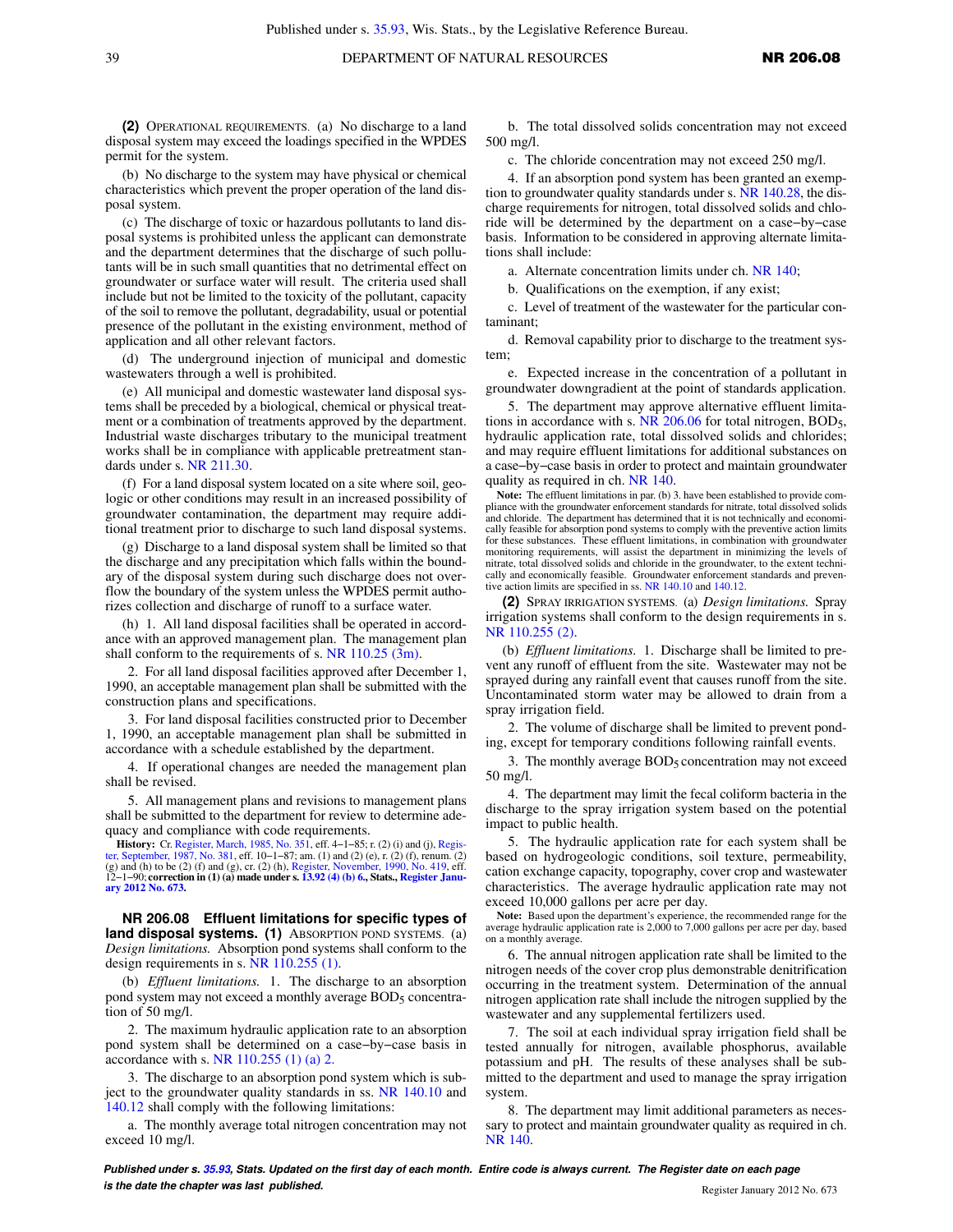**(2)** Operational requirements. (a) No discharge to a land disposal system may exceed the loadings specified in the WPDES permit for the system.

(b) No discharge to the system may have physical or chemical characteristics which prevent the proper operation of the land disposal system.

(c) The discharge of toxic or hazardous pollutants to land disposal systems is prohibited unless the applicant can demonstrate and the department determines that the discharge of such pollutants will be in such small quantities that no detrimental effect on groundwater or surface water will result. The criteria used shall include but not be limited to the toxicity of the pollutant, capacity of the soil to remove the pollutant, degradability, usual or potential presence of the pollutant in the existing environment, method of application and all other relevant factors.

(d) The underground injection of municipal and domestic wastewaters through a well is prohibited.

(e) All municipal and domestic wastewater land disposal systems shall be preceded by a biological, chemical or physical treatment or a combination of treatments approved by the department. Industrial waste discharges tributary to the municipal treatment works shall be in compliance with applicable pretreatment standards under s. NR 211.30.

(f) For a land disposal system located on a site where soil, geologic or other conditions may result in an increased possibility of groundwater contamination, the department may require additional treatment prior to discharge to such land disposal systems.

(g) Discharge to a land disposal system shall be limited so that the discharge and any precipitation which falls within the boundary of the disposal system during such discharge does not overflow the boundary of the system unless the WPDES permit authorizes collection and discharge of runoff to a surface water.

(h) 1. All land disposal facilities shall be operated in accordance with an approved management plan. The management plan shall conform to the requirements of s. NR 110.25 (3m).

2. For all land disposal facilities approved after December 1, 1990, an acceptable management plan shall be submitted with the construction plans and specifications.

3. For land disposal facilities constructed prior to December 1, 1990, an acceptable management plan shall be submitted in accordance with a schedule established by the department.

4. If operational changes are needed the management plan shall be revised.

5. All management plans and revisions to management plans shall be submitted to the department for review to determine adequacy and compliance with code requirements.

**History:** Cr. Register, March, 1985, No. 351, eff. 4−1−85; r. (2) (i) and (j), Register, September, 1987, No. 381, eff. 10−1−87; am. (1) and (2) (e), r. (2) (f), renum. (2) (g) and (h) to be (2) (f) and (g), cr. (2) (h), Register, November, 1990, No. 419, eff. 12−1−90; **correction in (1) (a) made under s. 13.92 (4) (b) 6., Stats., Register January 2012 No. 673.**

## NR 206.08 Effluent limitations for specific types of land disposal systems.

**(1)** Absorption pond systems. (a) *Design limitations.* Absorption pond systems shall conform to the design requirements in s. NR 110.255 (1).

(b) *Effluent limitations.* 1. The discharge to an absorption pond system may not exceed a monthly average $BOD_5$ concentration of 50 mg/l.

2. The maximum hydraulic application rate to an absorption pond system shall be determined on a case−by−case basis in accordance with s. NR 110.255 (1) (a) 2.

3. The discharge to an absorption pond system which is subject to the groundwater quality standards in ss. NR 140.10 and 140.12 shall comply with the following limitations:

a. The monthly average total nitrogen concentration may not exceed 10 mg/l.

b. The total dissolved solids concentration may not exceed 500 mg/l.

c. The chloride concentration may not exceed 250 mg/l.

4. If an absorption pond system has been granted an exemption to groundwater quality standards under s. NR 140.28, the discharge requirements for nitrogen, total dissolved solids and chloride will be determined by the department on a case−by−case basis. Information to be considered in approving alternate limitations shall include:

a. Alternate concentration limits under ch. NR 140;

b. Qualifications on the exemption, if any exist;

c. Level of treatment of the wastewater for the particular contaminant;

d. Removal capability prior to discharge to the treatment system;

e. Expected increase in the concentration of a pollutant in groundwater downgradient at the point of standards application.

5. The department may approve alternative effluent limitations in accordance with s. NR 206.06 for total nitrogen, $BOD_5$, hydraulic application rate, total dissolved solids and chlorides; and may require effluent limitations for additional substances on a case−by−case basis in order to protect and maintain groundwater quality as required in ch. NR 140.

**Note:** The effluent limitations in par. (b) 3. have been established to provide compliance with the groundwater enforcement standards for nitrate, total dissolved solids and chloride. The department has determined that it is not technically and economically feasible for absorption pond systems to comply with the preventive action limits for these substances. These effluent limitations, in combination with groundwater monitoring requirements, will assist the department in minimizing the levels of nitrate, total dissolved solids and chloride in the groundwater, to the extent technically and economically feasible. Groundwater enforcement standards and preventive action limits are specified in ss. NR 140.10 and 140.12.

**(2)** Spray irrigation systems. (a) *Design limitations.* Spray irrigation systems shall conform to the design requirements in s. NR 110.255 (2).

(b) *Effluent limitations.* 1. Discharge shall be limited to prevent any runoff of effluent from the site. Wastewater may not be sprayed during any rainfall event that causes runoff from the site. Uncontaminated storm water may be allowed to drain from a spray irrigation field.

2. The volume of discharge shall be limited to prevent ponding, except for temporary conditions following rainfall events.

3. The monthly average $BOD_5$ concentration may not exceed 50 mg/l.

4. The department may limit the fecal coliform bacteria in the discharge to the spray irrigation system based on the potential impact to public health.

5. The hydraulic application rate for each system shall be based on hydrogeologic conditions, soil texture, permeability, cation exchange capacity, topography, cover crop and wastewater characteristics. The average hydraulic application rate may not exceed 10,000 gallons per acre per day.

**Note:** Based upon the department's experience, the recommended range for the average hydraulic application rate is 2,000 to 7,000 gallons per acre per day, based on a monthly average.

6. The annual nitrogen application rate shall be limited to the nitrogen needs of the cover crop plus demonstrable denitrification occurring in the treatment system. Determination of the annual nitrogen application rate shall include the nitrogen supplied by the wastewater and any supplemental fertilizers used.

7. The soil at each individual spray irrigation field shall be tested annually for nitrogen, available phosphorus, available potassium and pH. The results of these analyses shall be submitted to the department and used to manage the spray irrigation system.

8. The department may limit additional parameters as necessary to protect and maintain groundwater quality as required in ch. NR 140.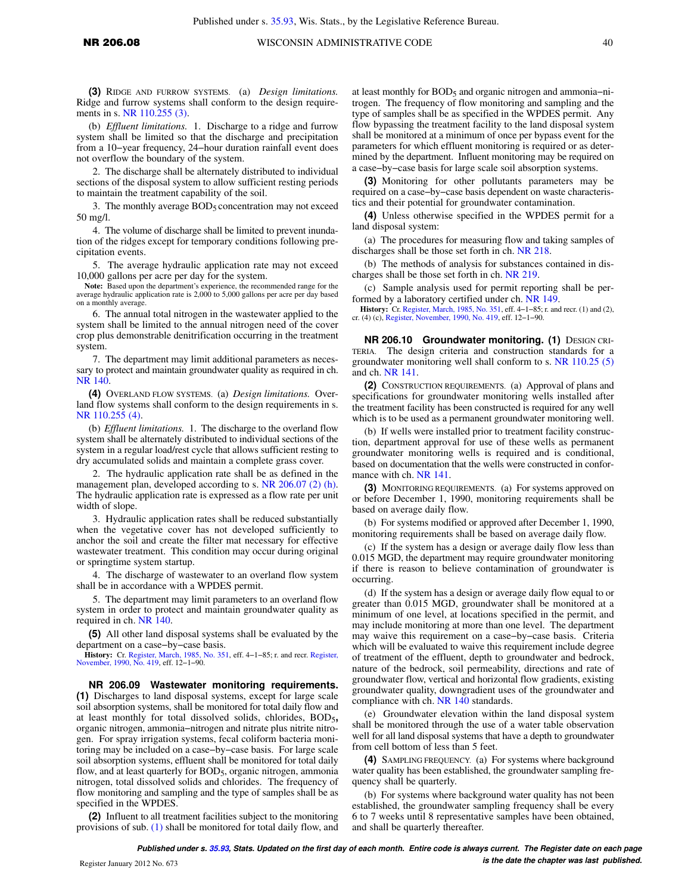**(3)** Ridge and furrow systems. (a) *Design limitations.* Ridge and furrow systems shall conform to the design requirements in s. NR 110.255 (3).

(b) *Effluent limitations.* 1. Discharge to a ridge and furrow system shall be limited so that the discharge and precipitation from a 10–year frequency, 24–hour duration rainfall event does not overflow the boundary of the system.

2. The discharge shall be alternately distributed to individual sections of the disposal system to allow sufficient resting periods to maintain the treatment capability of the soil.

3. The monthly average $BOD_5$ concentration may not exceed 50 mg/l.

4. The volume of discharge shall be limited to prevent inundation of the ridges except for temporary conditions following precipitation events.

5. The average hydraulic application rate may not exceed 10,000 gallons per acre per day for the system.

**Note:** Based upon the department's experience, the recommended range for the average hydraulic application rate is 2,000 to 5,000 gallons per acre per day based on a monthly average.

6. The annual total nitrogen in the wastewater applied to the system shall be limited to the annual nitrogen need of the cover crop plus demonstrable denitrification occurring in the treatment system.

7. The department may limit additional parameters as necessary to protect and maintain groundwater quality as required in ch. NR 140.

**(4)** Overland flow systems. (a) *Design limitations.* Overland flow systems shall conform to the design requirements in s. NR 110.255 (4).

(b) *Effluent limitations.* 1. The discharge to the overland flow system shall be alternately distributed to individual sections of the system in a regular load/rest cycle that allows sufficient resting to dry accumulated solids and maintain a complete grass cover.

2. The hydraulic application rate shall be as defined in the management plan, developed according to s. NR 206.07 (2) (h). The hydraulic application rate is expressed as a flow rate per unit width of slope.

3. Hydraulic application rates shall be reduced substantially when the vegetative cover has not developed sufficiently to anchor the soil and create the filter mat necessary for effective wastewater treatment. This condition may occur during original or springtime system startup.

4. The discharge of wastewater to an overland flow system shall be in accordance with a WPDES permit.

5. The department may limit parameters to an overland flow system in order to protect and maintain groundwater quality as required in ch. NR 140.

**(5)** All other land disposal systems shall be evaluated by the department on a case–by–case basis.

**History:** Cr. Register, March, 1985, No. 351, eff. 4–1–85; r. and recr. Register, November, 1990, No. 419, eff. 12–1–90.

## NR 206.09 Wastewater monitoring requirements.

**(1)** Discharges to land disposal systems, except for large scale soil absorption systems, shall be monitored for total daily flow and at least monthly for total dissolved solids, chlorides, $BOD_5$, organic nitrogen, ammonia–nitrogen and nitrate plus nitrite nitrogen. For spray irrigation systems, fecal coliform bacteria monitoring may be included on a case–by–case basis. For large scale soil absorption systems, effluent shall be monitored for total daily flow, and at least quarterly for $BOD_5$, organic nitrogen, ammonia nitrogen, total dissolved solids and chlorides. The frequency of flow monitoring and sampling and the type of samples shall be as specified in the WPDES.

**(2)** Influent to all treatment facilities subject to the monitoring provisions of sub. (1) shall be monitored for total daily flow, and at least monthly for $BOD_5$ and organic nitrogen and ammonia–nitrogen. The frequency of flow monitoring and sampling and the type of samples shall be as specified in the WPDES permit. Any flow bypassing the treatment facility to the land disposal system shall be monitored at a minimum of once per bypass event for the parameters for which effluent monitoring is required or as determined by the department. Influent monitoring may be required on a case–by–case basis for large scale soil absorption systems.

**(3)** Monitoring for other pollutants parameters may be required on a case–by–case basis dependent on waste characteristics and their potential for groundwater contamination.

**(4)** Unless otherwise specified in the WPDES permit for a land disposal system:

(a) The procedures for measuring flow and taking samples of discharges shall be those set forth in ch. NR 218.

(b) The methods of analysis for substances contained in discharges shall be those set forth in ch. NR 219.

(c) Sample analysis used for permit reporting shall be performed by a laboratory certified under ch. NR 149.

**History:** Cr. Register, March, 1985, No. 351, eff. 4–1–85; r. and recr. (1) and (2), cr. (4) (c), Register, November, 1990, No. 419, eff. 12–1–90.

## NR 206.10 Groundwater monitoring.

**(1)** Design criteria. The design criteria and construction standards for a groundwater monitoring well shall conform to s. NR 110.25 (5) and ch. NR 141.

**(2)** Construction requirements. (a) Approval of plans and specifications for groundwater monitoring wells installed after the treatment facility has been constructed is required for any well which is to be used as a permanent groundwater monitoring well.

(b) If wells were installed prior to treatment facility construction, department approval for use of these wells as permanent groundwater monitoring wells is required and is conditional, based on documentation that the wells were constructed in conformance with ch. NR 141.

**(3)** Monitoring requirements. (a) For systems approved on or before December 1, 1990, monitoring requirements shall be based on average daily flow.

(b) For systems modified or approved after December 1, 1990, monitoring requirements shall be based on average daily flow.

(c) If the system has a design or average daily flow less than 0.015 MGD, the department may require groundwater monitoring if there is reason to believe contamination of groundwater is occurring.

(d) If the system has a design or average daily flow equal to or greater than 0.015 MGD, groundwater shall be monitored at a minimum of one level, at locations specified in the permit, and may include monitoring at more than one level. The department may waive this requirement on a case–by–case basis. Criteria which will be evaluated to waive this requirement include degree of treatment of the effluent, depth to groundwater and bedrock, nature of the bedrock, soil permeability, directions and rate of groundwater flow, vertical and horizontal flow gradients, existing groundwater quality, downgradient uses of the groundwater and compliance with ch. NR 140 standards.

(e) Groundwater elevation within the land disposal system shall be monitored through the use of a water table observation well for all land disposal systems that have a depth to groundwater from cell bottom of less than 5 feet.

**(4)** Sampling frequency. (a) For systems where background water quality has been established, the groundwater sampling frequency shall be quarterly.

(b) For systems where background water quality has not been established, the groundwater sampling frequency shall be every 6 to 7 weeks until 8 representative samples have been obtained, and shall be quarterly thereafter.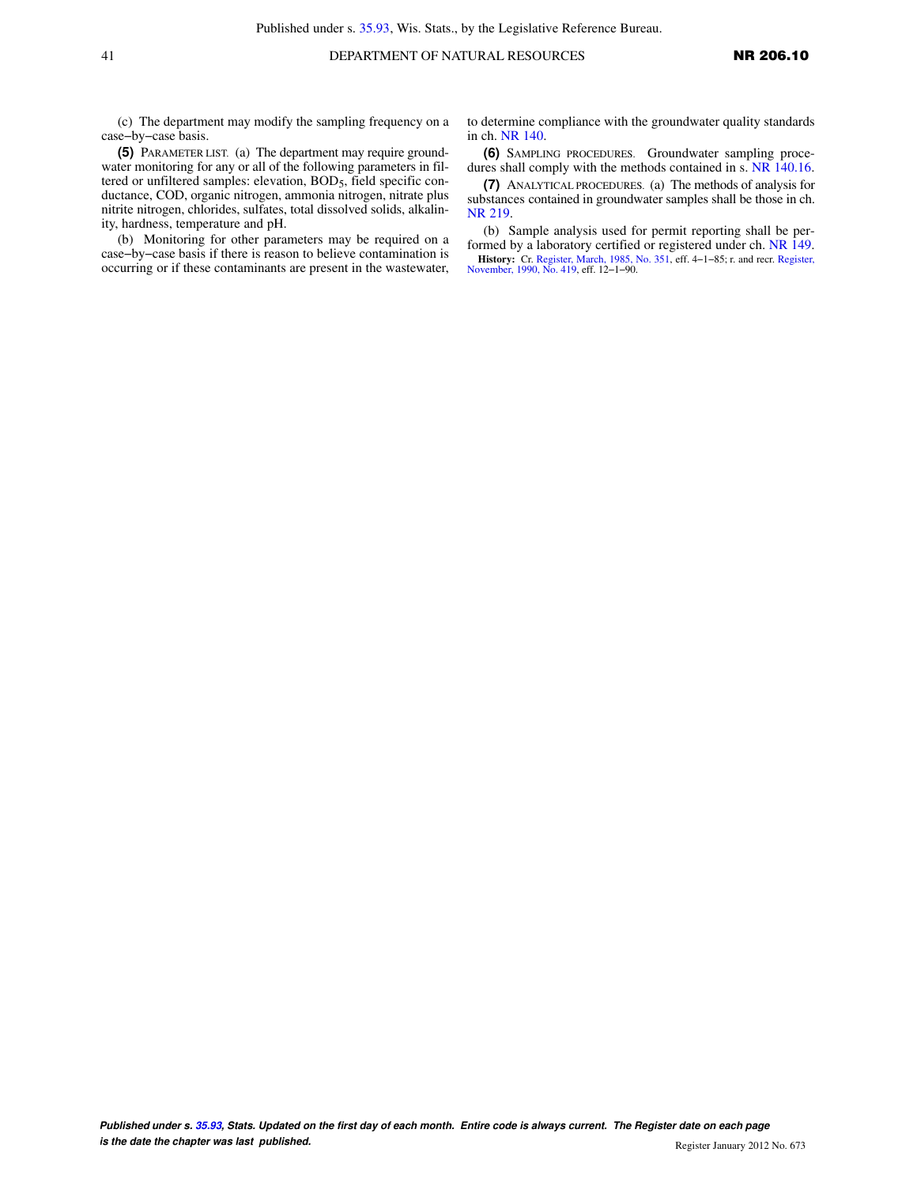(c) The department may modify the sampling frequency on a case−by−case basis.

**(5)** PARAMETER LIST. (a) The department may require groundwater monitoring for any or all of the following parameters in filtered or unfiltered samples: elevation, $BOD_5$, field specific conductance, COD, organic nitrogen, ammonia nitrogen, nitrate plus nitrite nitrogen, chlorides, sulfates, total dissolved solids, alkalinity, hardness, temperature and pH.

(b) Monitoring for other parameters may be required on a case−by−case basis if there is reason to believe contamination is occurring or if these contaminants are present in the wastewater, to determine compliance with the groundwater quality standards in ch. NR 140.

**(6)** SAMPLING PROCEDURES. Groundwater sampling procedures shall comply with the methods contained in s. NR 140.16.

**(7)** ANALYTICAL PROCEDURES. (a) The methods of analysis for substances contained in groundwater samples shall be those in ch. NR 219.

(b) Sample analysis used for permit reporting shall be performed by a laboratory certified or registered under ch. NR 149.

**History:** Cr. Register, March, 1985, No. 351, eff. 4−1−85; r. and recr. Register, November, 1990, No. 419, eff. 12−1−90.